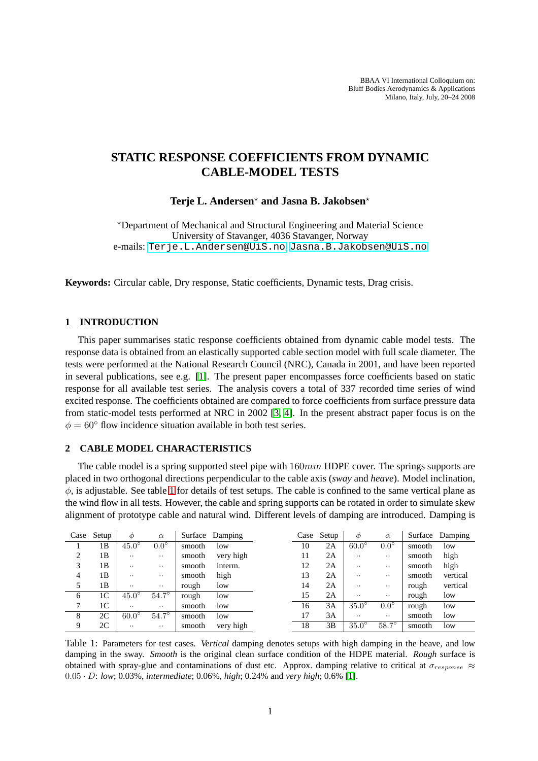# STATIC RESPONSE COEFFICIENTS FROM DYNAMIC CABLE-MODEL TESTS

**Terje L. Andersen$^\star$ and Jasna B. Jakobsen$^\star$**

$^\star$Department of Mechanical and Structural Engineering and Material Science
University of Stavanger, 4036 Stavanger, Norway
e-mails: Terje.L.Andersen@UiS.no, Jasna.B.Jakobsen@UiS.no

**Keywords:** Circular cable, Dry response, Static coefficients, Dynamic tests, Drag crisis.

## 1 INTRODUCTION

This paper summarises static response coefficients obtained from dynamic cable model tests. The response data is obtained from an elastically supported cable section model with full scale diameter. The tests were performed at the National Research Council (NRC), Canada in 2001, and have been reported in several publications, see e.g. [1]. The present paper encompasses force coefficients based on static response for all available test series. The analysis covers a total of 337 recorded time series of wind excited response. The coefficients obtained are compared to force coefficients from surface pressure data from static-model tests performed at NRC in 2002 [3, 4]. In the present abstract paper focus is on the $\phi = 60^\circ$ flow incidence situation available in both test series.

## 2 CABLE MODEL CHARACTERISTICS

The cable model is a spring supported steel pipe with $160mm$ HDPE cover. The springs supports are placed in two orthogonal directions perpendicular to the cable axis (*sway* and *heave*). Model inclination, $\phi$, is adjustable. See table 1 for details of test setups. The cable is confined to the same vertical plane as the wind flow in all tests. However, the cable and spring supports can be rotated in order to simulate skew alignment of prototype cable and natural wind. Different levels of damping are introduced. Damping is

| Case | Setup | $\phi$ | $\alpha$ | Surface | Damping | Case | Setup | $\phi$ | $\alpha$ | Surface | Damping |
|---|---|---|---|---|---|---|---|---|---|---|---|
| 1 | 1B | $45.0^\circ$ | $0.0^\circ$ | smooth | low | 10 | 2A | $60.0^\circ$ | $0.0^\circ$ | smooth | low |
| 2 | 1B | ·· | ·· | smooth | very high | 11 | 2A | ·· | ·· | smooth | high |
| 3 | 1B | ·· | ·· | smooth | interm. | 12 | 2A | ·· | ·· | smooth | high |
| 4 | 1B | ·· | ·· | smooth | high | 13 | 2A | ·· | ·· | smooth | vertical |
| 5 | 1B | ·· | ·· | rough | low | 14 | 2A | ·· | ·· | rough | vertical |
| 6 | 1C | $45.0^\circ$ | $54.7^\circ$ | rough | low | 15 | 2A | ·· | ·· | rough | low |
| 7 | 1C | ·· | ·· | smooth | low | 16 | 3A | $35.0^\circ$ | $0.0^\circ$ | rough | low |
| 8 | 2C | $60.0^\circ$ | $54.7^\circ$ | smooth | low | 17 | 3A | ·· | ·· | smooth | low |
| 9 | 2C | ·· | ·· | smooth | very high | 18 | 3B | $35.0^\circ$ | $58.7^\circ$ | smooth | low |

Table 1: Parameters for test cases. *Vertical* damping denotes setups with high damping in the heave, and low damping in the sway. *Smooth* is the original clean surface condition of the HDPE material. *Rough* surface is obtained with spray-glue and contaminations of dust etc. Approx. damping relative to critical at $\sigma_{response} \approx 0.05 \cdot D$: *low*; 0.03%, *intermediate*; 0.06%, *high*; 0.24% and *very high*; 0.6% [1].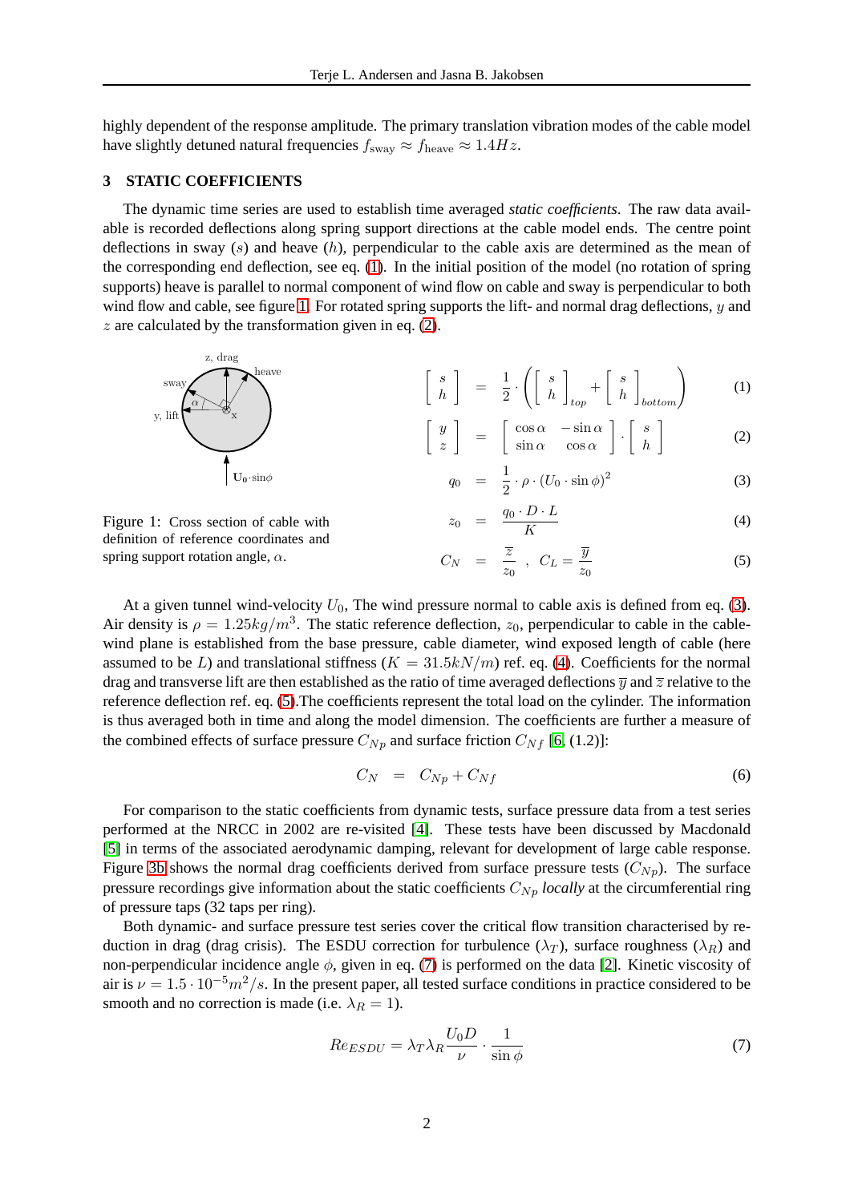highly dependent of the response amplitude. The primary translation vibration modes of the cable model have slightly detuned natural frequencies $f_{\text{sway}} \approx f_{\text{heave}} \approx 1.4Hz$.

## 3 STATIC COEFFICIENTS

The dynamic time series are used to establish time averaged *static coefficients*. The raw data available is recorded deflections along spring support directions at the cable model ends. The centre point deflections in sway ($s$) and heave ($h$), perpendicular to the cable axis are determined as the mean of the corresponding end deflection, see eq. (1). In the initial position of the model (no rotation of spring supports) heave is parallel to normal component of wind flow on cable and sway is perpendicular to both wind flow and cable, see figure 1. For rotated spring supports the lift- and normal drag deflections, $y$ and $z$ are calculated by the transformation given in eq. (2).

Figure 1: Cross section of cable with definition of reference coordinates and spring support rotation angle, $\alpha$.

$$\begin{bmatrix} s \\ h \end{bmatrix} = \frac{1}{2} \cdot \left( \begin{bmatrix} s \\ h \end{bmatrix}_{top} + \begin{bmatrix} s \\ h \end{bmatrix}_{bottom} \right) \tag{1}$$

$$\begin{bmatrix} y \\ z \end{bmatrix} = \begin{bmatrix} \cos\alpha & -\sin\alpha \\ \sin\alpha & \cos\alpha \end{bmatrix} \cdot \begin{bmatrix} s \\ h \end{bmatrix} \tag{2}$$

$$q_0 = \frac{1}{2} \cdot \rho \cdot (U_0 \cdot \sin\phi)^2 \tag{3}$$

$$z_0 = \frac{q_0 \cdot D \cdot L}{K} \tag{4}$$

$$C_N = \frac{\overline{z}}{z_0} \ , \ C_L = \frac{\overline{y}}{z_0} \tag{5}$$

At a given tunnel wind-velocity $U_0$, The wind pressure normal to cable axis is defined from eq. (3). Air density is $\rho = 1.25kg/m^3$. The static reference deflection, $z_0$, perpendicular to cable in the cable-wind plane is established from the base pressure, cable diameter, wind exposed length of cable (here assumed to be $L$) and translational stiffness ($K = 31.5kN/m$) ref. eq. (4). Coefficients for the normal drag and transverse lift are then established as the ratio of time averaged deflections $\overline{y}$ and $\overline{z}$ relative to the reference deflection ref. eq. (5).The coefficients represent the total load on the cylinder. The information is thus averaged both in time and along the model dimension. The coefficients are further a measure of the combined effects of surface pressure $C_{Np}$ and surface friction $C_{Nf}$ [6, (1.2)]:

$$C_N = C_{Np} + C_{Nf} \tag{6}$$

For comparison to the static coefficients from dynamic tests, surface pressure data from a test series performed at the NRCC in 2002 are re-visited [4]. These tests have been discussed by Macdonald [5] in terms of the associated aerodynamic damping, relevant for development of large cable response. Figure 3b shows the normal drag coefficients derived from surface pressure tests ($C_{Np}$). The surface pressure recordings give information about the static coefficients $C_{Np}$ *locally* at the circumferential ring of pressure taps (32 taps per ring).

Both dynamic- and surface pressure test series cover the critical flow transition characterised by reduction in drag (drag crisis). The ESDU correction for turbulence ($\lambda_T$), surface roughness ($\lambda_R$) and non-perpendicular incidence angle $\phi$, given in eq. (7) is performed on the data [2]. Kinetic viscosity of air is $\nu = 1.5 \cdot 10^{-5} m^2/s$. In the present paper, all tested surface conditions in practice considered to be smooth and no correction is made (i.e. $\lambda_R = 1$).

$$Re_{ESDU} = \lambda_T \lambda_R \frac{U_0 D}{\nu} \cdot \frac{1}{\sin\phi} \tag{7}$$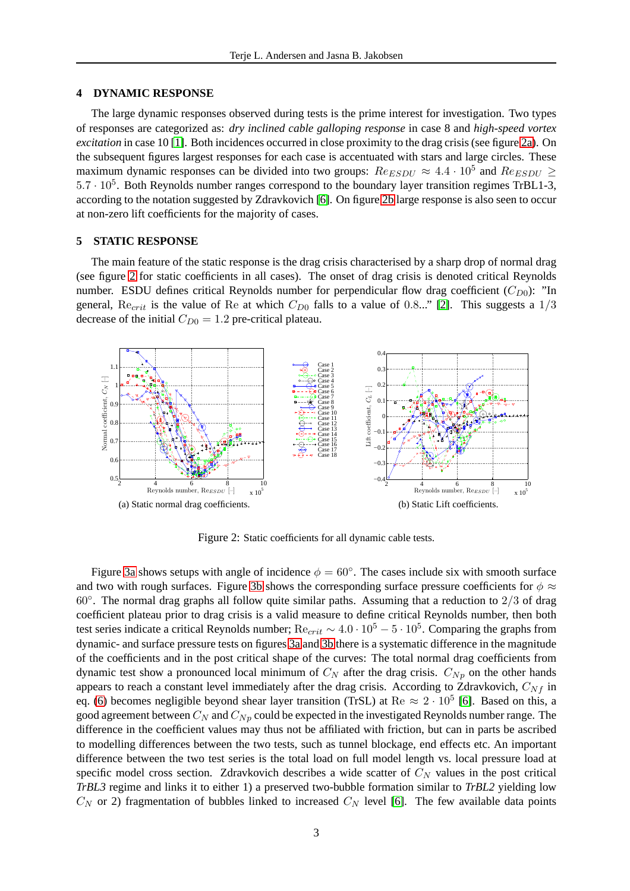## 4 DYNAMIC RESPONSE

The large dynamic responses observed during tests is the prime interest for investigation. Two types of responses are categorized as: *dry inclined cable galloping response* in case 8 and *high-speed vortex excitation* in case 10 [1]. Both incidences occurred in close proximity to the drag crisis (see figure 2a). On the subsequent figures largest responses for each case is accentuated with stars and large circles. These maximum dynamic responses can be divided into two groups: $Re_{ESDU} \approx 4.4 \cdot 10^5$ and $Re_{ESDU} \geq 5.7 \cdot 10^5$. Both Reynolds number ranges correspond to the boundary layer transition regimes TrBL1-3, according to the notation suggested by Zdravkovich [6]. On figure 2b large response is also seen to occur at non-zero lift coefficients for the majority of cases.

## 5 STATIC RESPONSE

The main feature of the static response is the drag crisis characterised by a sharp drop of normal drag (see figure 2 for static coefficients in all cases). The onset of drag crisis is denoted critical Reynolds number. ESDU defines critical Reynolds number for perpendicular flow drag coefficient ($C_{D0}$): "In general, $\mathrm{Re}_{crit}$ is the value of Re at which $C_{D0}$ falls to a value of 0.8..." [2]. This suggests a $1/3$ decrease of the initial $C_{D0} = 1.2$ pre-critical plateau.

(a) Static normal drag coefficients.

(b) Static Lift coefficients.

Figure 2: Static coefficients for all dynamic cable tests.

Figure 3a shows setups with angle of incidence $\phi = 60°$. The cases include six with smooth surface and two with rough surfaces. Figure 3b shows the corresponding surface pressure coefficients for $\phi \approx 60°$. The normal drag graphs all follow quite similar paths. Assuming that a reduction to $2/3$ of drag coefficient plateau prior to drag crisis is a valid measure to define critical Reynolds number, then both test series indicate a critical Reynolds number; $\mathrm{Re}_{crit} \sim 4.0 \cdot 10^5 - 5 \cdot 10^5$. Comparing the graphs from dynamic- and surface pressure tests on figures 3a and 3b there is a systematic difference in the magnitude of the coefficients and in the post critical shape of the curves: The total normal drag coefficients from dynamic test show a pronounced local minimum of $C_N$ after the drag crisis. $C_{Np}$ on the other hands appears to reach a constant level immediately after the drag crisis. According to Zdravkovich, $C_{Nf}$ in eq. (6) becomes negligible beyond shear layer transition (TrSL) at $\mathrm{Re} \approx 2 \cdot 10^5$ [6]. Based on this, a good agreement between $C_N$ and $C_{Np}$ could be expected in the investigated Reynolds number range. The difference in the coefficient values may thus not be affiliated with friction, but can in parts be ascribed to modelling differences between the two tests, such as tunnel blockage, end effects etc. An important difference between the two test series is the total load on full model length vs. local pressure load at specific model cross section. Zdravkovich describes a wide scatter of $C_N$ values in the post critical *TrBL3* regime and links it to either 1) a preserved two-bubble formation similar to *TrBL2* yielding low $C_N$ or 2) fragmentation of bubbles linked to increased $C_N$ level [6]. The few available data points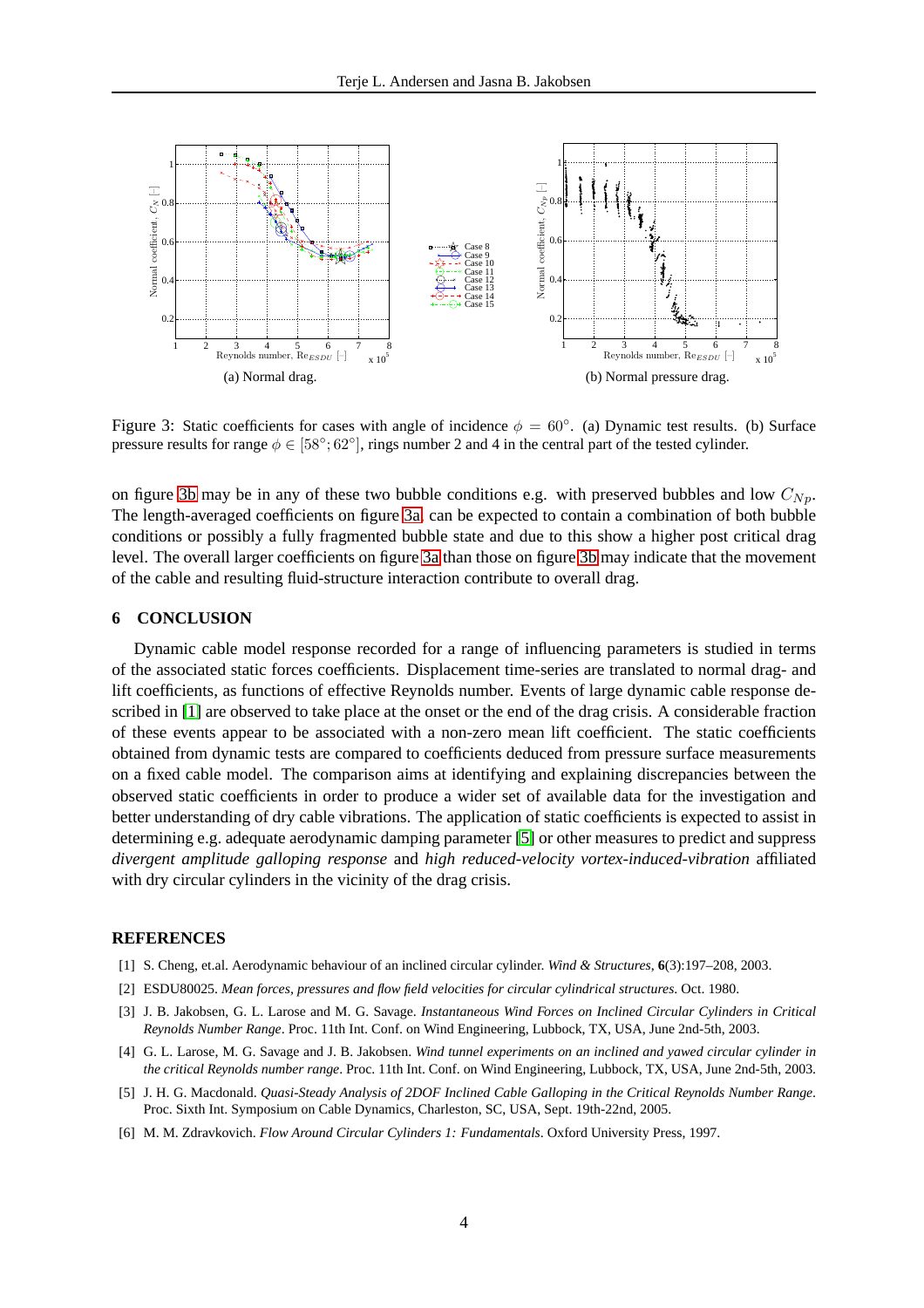Normal coefficient, $C_N$ [-]

1
0.8
0.6
0.4
0.2

1 2 3 4 5 6 7 8

Reynolds number, $Re_{ESDU}$ [-] x $10^5$

(a) Normal drag.

Case 8
Case 9
Case 10
Case 11
Case 12
Case 13
Case 14
Case 15

Normal coefficient, $C_{Np}$ [-]

1
0.8
0.6
0.4
0.2

1 2 3 4 5 6 7 8

Reynolds number, $Re_{ESDU}$ [-] x $10^5$

(b) Normal pressure drag.

Figure 3: Static coefficients for cases with angle of incidence $\phi = 60°$. (a) Dynamic test results. (b) Surface pressure results for range $\phi \in [58°; 62°]$, rings number 2 and 4 in the central part of the tested cylinder.

on figure 3b may be in any of these two bubble conditions e.g. with preserved bubbles and low $C_{Np}$. The length-averaged coefficients on figure 3a can be expected to contain a combination of both bubble conditions or possibly a fully fragmented bubble state and due to this show a higher post critical drag level. The overall larger coefficients on figure 3a than those on figure 3b may indicate that the movement of the cable and resulting fluid-structure interaction contribute to overall drag.

## 6 CONCLUSION

Dynamic cable model response recorded for a range of influencing parameters is studied in terms of the associated static forces coefficients. Displacement time-series are translated to normal drag- and lift coefficients, as functions of effective Reynolds number. Events of large dynamic cable response described in [1] are observed to take place at the onset or the end of the drag crisis. A considerable fraction of these events appear to be associated with a non-zero mean lift coefficient. The static coefficients obtained from dynamic tests are compared to coefficients deduced from pressure surface measurements on a fixed cable model. The comparison aims at identifying and explaining discrepancies between the observed static coefficients in order to produce a wider set of available data for the investigation and better understanding of dry cable vibrations. The application of static coefficients is expected to assist in determining e.g. adequate aerodynamic damping parameter [5] or other measures to predict and suppress *divergent amplitude galloping response* and *high reduced-velocity vortex-induced-vibration* affiliated with dry circular cylinders in the vicinity of the drag crisis.

## REFERENCES

[1] S. Cheng, et.al. Aerodynamic behaviour of an inclined circular cylinder. *Wind & Structures*, **6**(3):197–208, 2003.

[2] ESDU80025. *Mean forces, pressures and flow field velocities for circular cylindrical structures*. Oct. 1980.

[3] J. B. Jakobsen, G. L. Larose and M. G. Savage. *Instantaneous Wind Forces on Inclined Circular Cylinders in Critical Reynolds Number Range*. Proc. 11th Int. Conf. on Wind Engineering, Lubbock, TX, USA, June 2nd-5th, 2003.

[4] G. L. Larose, M. G. Savage and J. B. Jakobsen. *Wind tunnel experiments on an inclined and yawed circular cylinder in the critical Reynolds number range*. Proc. 11th Int. Conf. on Wind Engineering, Lubbock, TX, USA, June 2nd-5th, 2003.

[5] J. H. G. Macdonald. *Quasi-Steady Analysis of 2DOF Inclined Cable Galloping in the Critical Reynolds Number Range*. Proc. Sixth Int. Symposium on Cable Dynamics, Charleston, SC, USA, Sept. 19th-22nd, 2005.

[6] M. M. Zdravkovich. *Flow Around Circular Cylinders 1: Fundamentals*. Oxford University Press, 1997.